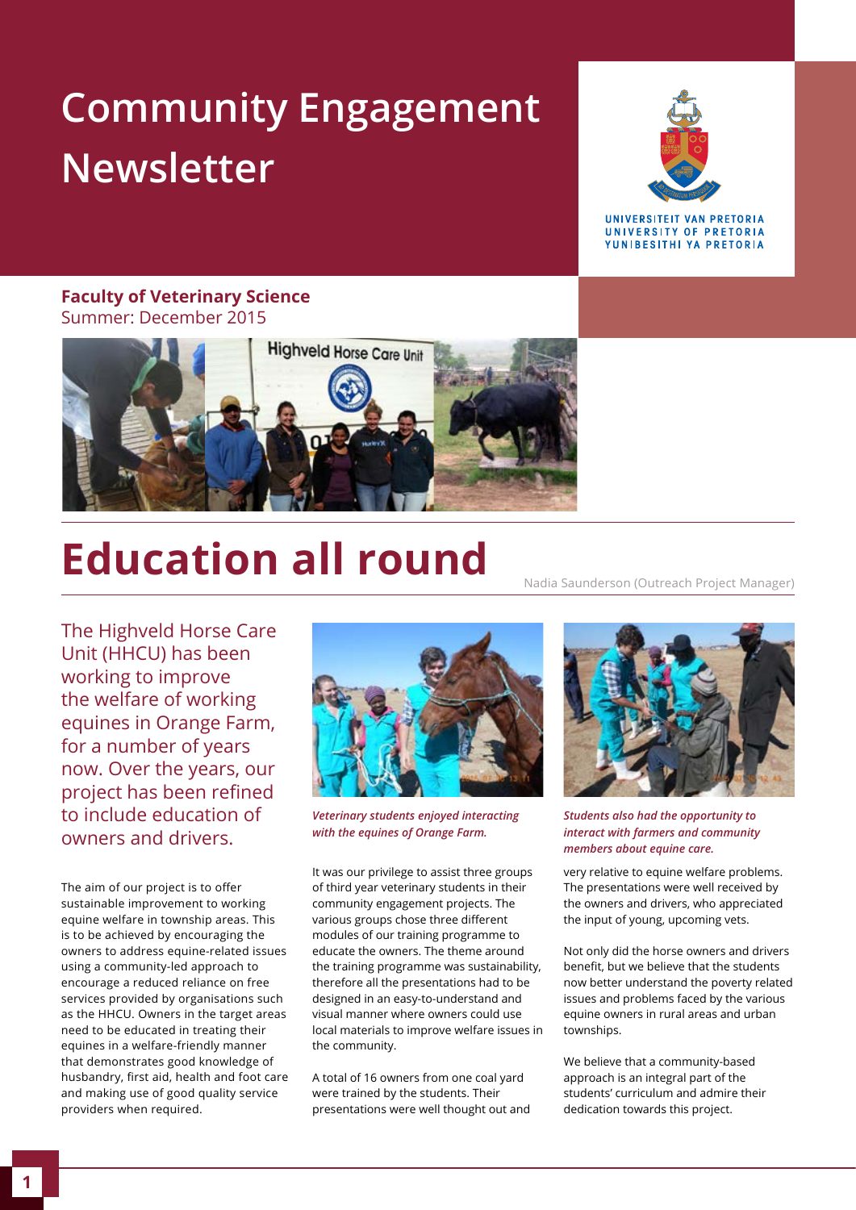# Community Engagement Newsletter

UNIVERSITEIT VAN PRETORIA
UNIVERSITY OF PRETORIA
YUNIBESITHI YA PRETORIA

**Faculty of Veterinary Science**
Summer: December 2015

# Education all round

Nadia Saunderson (Outreach Project Manager)

The Highveld Horse Care Unit (HHCU) has been working to improve the welfare of working equines in Orange Farm, for a number of years now. Over the years, our project has been refined to include education of owners and drivers.

The aim of our project is to offer sustainable improvement to working equine welfare in township areas. This is to be achieved by encouraging the owners to address equine-related issues using a community-led approach to encourage a reduced reliance on free services provided by organisations such as the HHCU. Owners in the target areas need to be educated in treating their equines in a welfare-friendly manner that demonstrates good knowledge of husbandry, first aid, health and foot care and making use of good quality service providers when required.

*Veterinary students enjoyed interacting with the equines of Orange Farm.*

It was our privilege to assist three groups of third year veterinary students in their community engagement projects. The various groups chose three different modules of our training programme to educate the owners. The theme around the training programme was sustainability, therefore all the presentations had to be designed in an easy-to-understand and visual manner where owners could use local materials to improve welfare issues in the community.

A total of 16 owners from one coal yard were trained by the students. Their presentations were well thought out and very relative to equine welfare problems. The presentations were well received by the owners and drivers, who appreciated the input of young, upcoming vets.

*Students also had the opportunity to interact with farmers and community members about equine care.*

Not only did the horse owners and drivers benefit, but we believe that the students now better understand the poverty related issues and problems faced by the various equine owners in rural areas and urban townships.

We believe that a community-based approach is an integral part of the students' curriculum and admire their dedication towards this project.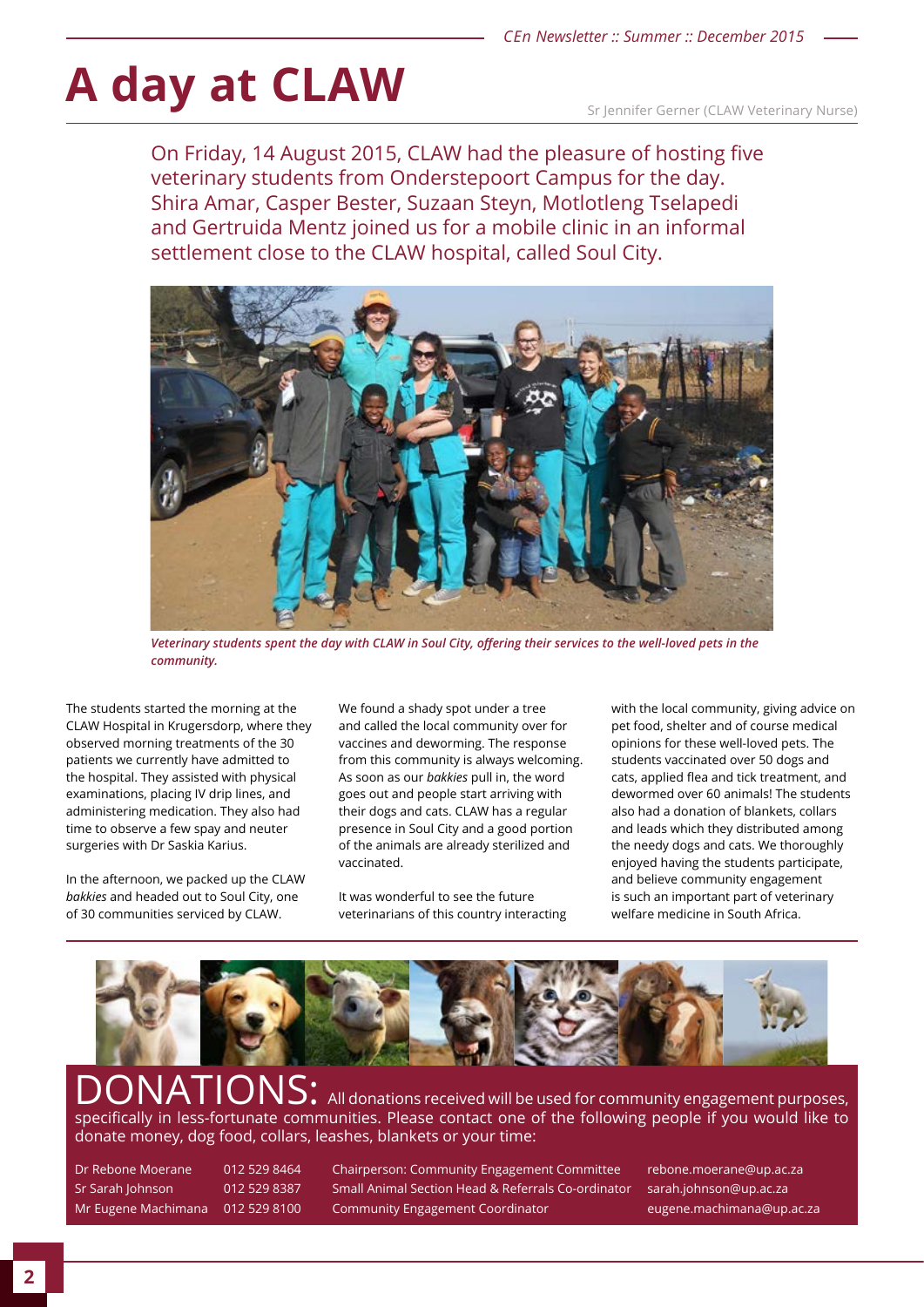# A day at CLAW

Sr Jennifer Gerner (CLAW Veterinary Nurse)

On Friday, 14 August 2015, CLAW had the pleasure of hosting five veterinary students from Onderstepoort Campus for the day. Shira Amar, Casper Bester, Suzaan Steyn, Motlotleng Tselapedi and Gertruida Mentz joined us for a mobile clinic in an informal settlement close to the CLAW hospital, called Soul City.

***Veterinary students spent the day with CLAW in Soul City, offering their services to the well-loved pets in the community.***

The students started the morning at the CLAW Hospital in Krugersdorp, where they observed morning treatments of the 30 patients we currently have admitted to the hospital. They assisted with physical examinations, placing IV drip lines, and administering medication. They also had time to observe a few spay and neuter surgeries with Dr Saskia Karius.

In the afternoon, we packed up the CLAW *bakkies* and headed out to Soul City, one of 30 communities serviced by CLAW.

We found a shady spot under a tree and called the local community over for vaccines and deworming. The response from this community is always welcoming. As soon as our *bakkies* pull in, the word goes out and people start arriving with their dogs and cats. CLAW has a regular presence in Soul City and a good portion of the animals are already sterilized and vaccinated.

It was wonderful to see the future veterinarians of this country interacting with the local community, giving advice on pet food, shelter and of course medical opinions for these well-loved pets. The students vaccinated over 50 dogs and cats, applied flea and tick treatment, and dewormed over 60 animals! The students also had a donation of blankets, collars and leads which they distributed among the needy dogs and cats. We thoroughly enjoyed having the students participate, and believe community engagement is such an important part of veterinary welfare medicine in South Africa.

## DONATIONS:

All donations received will be used for community engagement purposes, specifically in less-fortunate communities. Please contact one of the following people if you would like to donate money, dog food, collars, leashes, blankets or your time:

| | | | |
|---|---|---|---|
| Dr Rebone Moerane | 012 529 8464 | Chairperson: Community Engagement Committee | rebone.moerane@up.ac.za |
| Sr Sarah Johnson | 012 529 8387 | Small Animal Section Head & Referrals Co-ordinator | sarah.johnson@up.ac.za |
| Mr Eugene Machimana | 012 529 8100 | Community Engagement Coordinator | eugene.machimana@up.ac.za |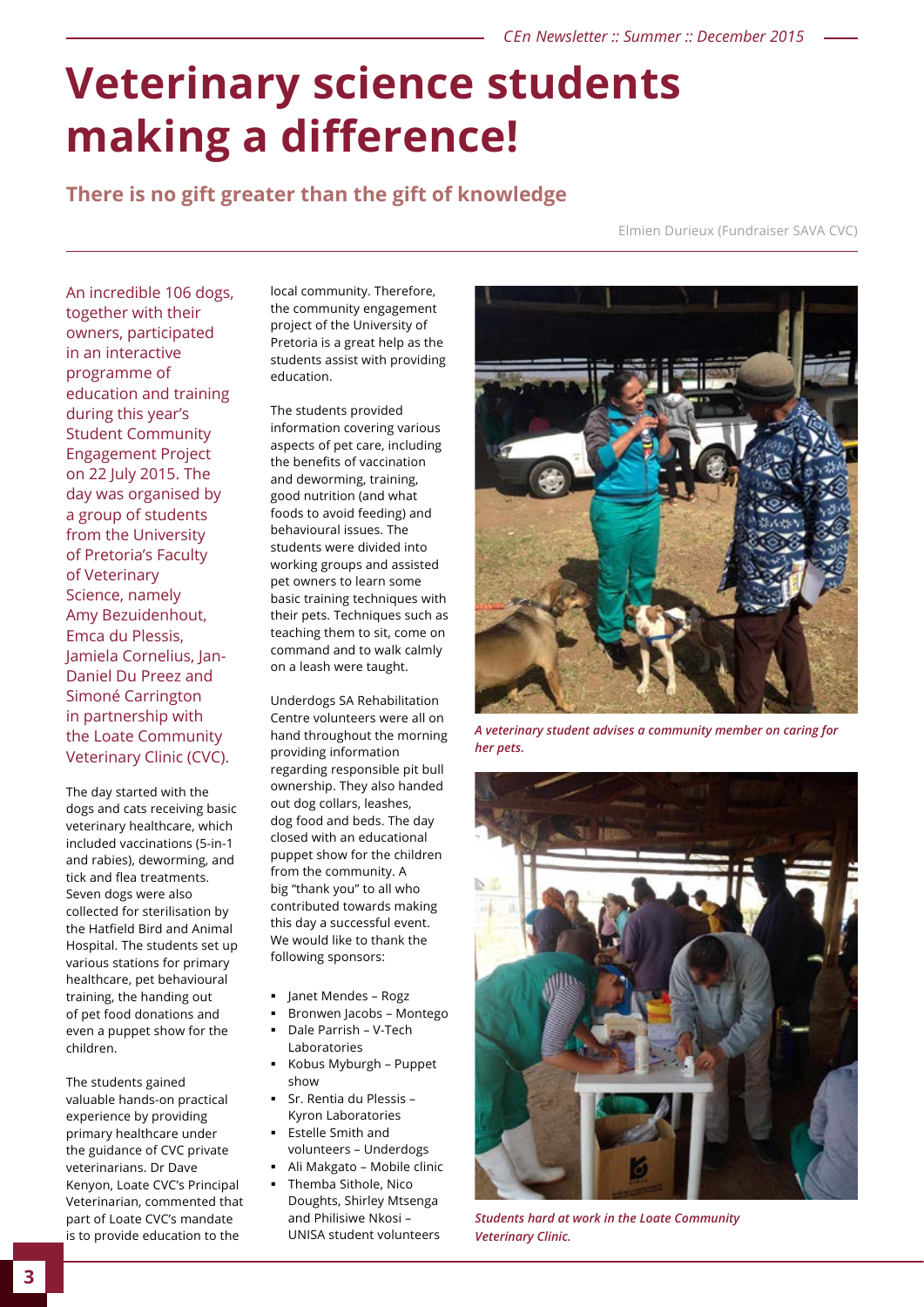# Veterinary science students making a difference!

## There is no gift greater than the gift of knowledge

Elmien Durieux (Fundraiser SAVA CVC)

An incredible 106 dogs, together with their owners, participated in an interactive programme of education and training during this year's Student Community Engagement Project on 22 July 2015. The day was organised by a group of students from the University of Pretoria's Faculty of Veterinary Science, namely Amy Bezuidenhout, Emca du Plessis, Jamiela Cornelius, Jan-Daniel Du Preez and Simoné Carrington in partnership with the Loate Community Veterinary Clinic (CVC).

The day started with the dogs and cats receiving basic veterinary healthcare, which included vaccinations (5-in-1 and rabies), deworming, and tick and flea treatments. Seven dogs were also collected for sterilisation by the Hatfield Bird and Animal Hospital. The students set up various stations for primary healthcare, pet behavioural training, the handing out of pet food donations and even a puppet show for the children.

The students gained valuable hands-on practical experience by providing primary healthcare under the guidance of CVC private veterinarians. Dr Dave Kenyon, Loate CVC's Principal Veterinarian, commented that part of Loate CVC's mandate is to provide education to the local community. Therefore, the community engagement project of the University of Pretoria is a great help as the students assist with providing education.

The students provided information covering various aspects of pet care, including the benefits of vaccination and deworming, training, good nutrition (and what foods to avoid feeding) and behavioural issues. The students were divided into working groups and assisted pet owners to learn some basic training techniques with their pets. Techniques such as teaching them to sit, come on command and to walk calmly on a leash were taught.

Underdogs SA Rehabilitation Centre volunteers were all on hand throughout the morning providing information regarding responsible pit bull ownership. They also handed out dog collars, leashes, dog food and beds. The day closed with an educational puppet show for the children from the community. A big "thank you" to all who contributed towards making this day a successful event. We would like to thank the following sponsors:

- Janet Mendes – Rogz
- Bronwen Jacobs – Montego
- Dale Parrish – V-Tech Laboratories
- Kobus Myburgh – Puppet show
- Sr. Rentia du Plessis – Kyron Laboratories
- Estelle Smith and volunteers – Underdogs
- Ali Makgato – Mobile clinic
- Themba Sithole, Nico Doughts, Shirley Mtsenga and Philisiwe Nkosi – UNISA student volunteers

*A veterinary student advises a community member on caring for her pets.*

*Students hard at work in the Loate Community Veterinary Clinic.*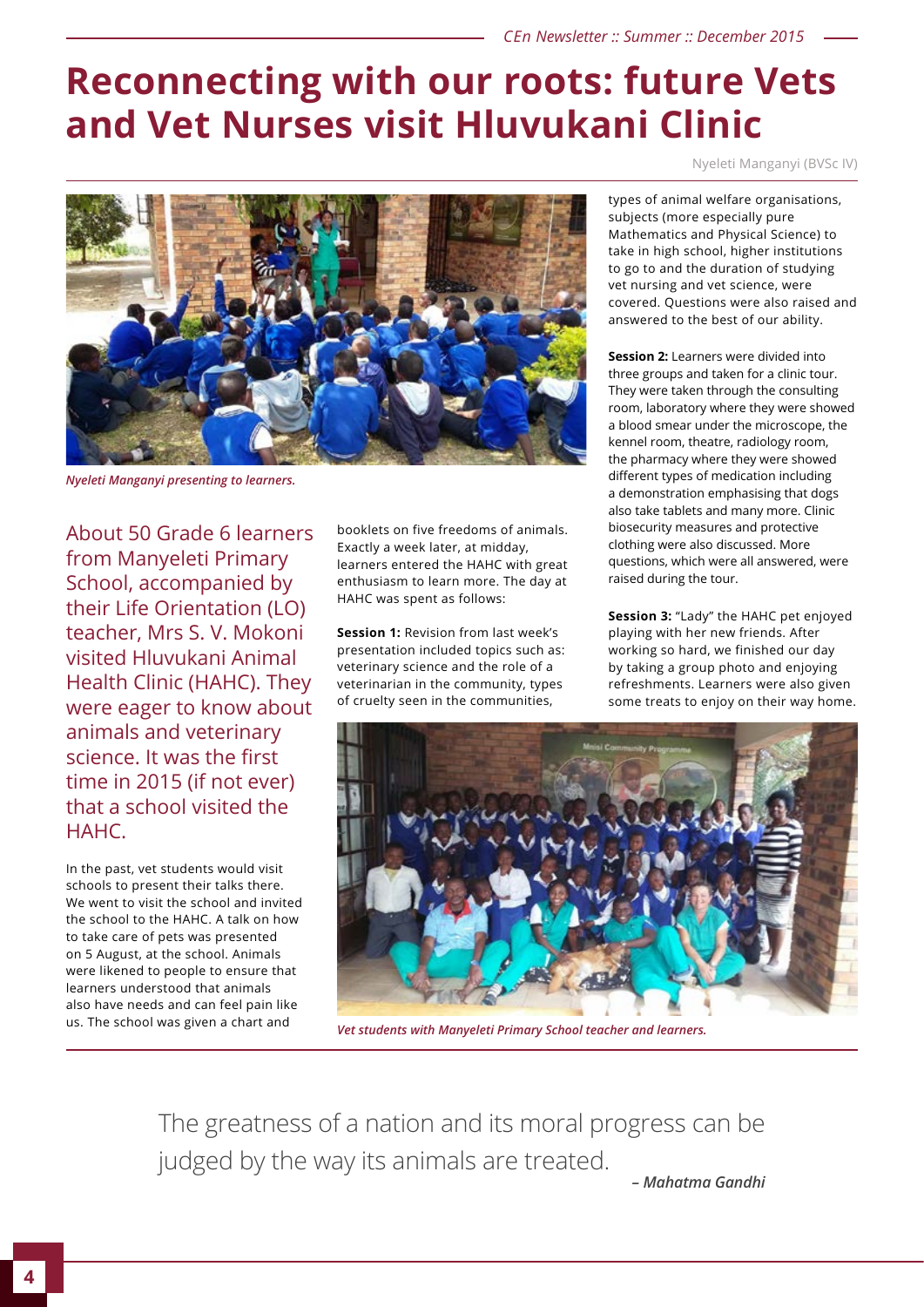# Reconnecting with our roots: future Vets and Vet Nurses visit Hluvukani Clinic

Nyeleti Manganyi (BVSc IV)

*Nyeleti Manganyi presenting to learners.*

About 50 Grade 6 learners from Manyeleti Primary School, accompanied by their Life Orientation (LO) teacher, Mrs S. V. Mokoni visited Hluvukani Animal Health Clinic (HAHC). They were eager to know about animals and veterinary science. It was the first time in 2015 (if not ever) that a school visited the HAHC.

In the past, vet students would visit schools to present their talks there. We went to visit the school and invited the school to the HAHC. A talk on how to take care of pets was presented on 5 August, at the school. Animals were likened to people to ensure that learners understood that animals also have needs and can feel pain like us. The school was given a chart and booklets on five freedoms of animals. Exactly a week later, at midday, learners entered the HAHC with great enthusiasm to learn more. The day at HAHC was spent as follows:

**Session 1:** Revision from last week's presentation included topics such as: veterinary science and the role of a veterinarian in the community, types of cruelty seen in the communities, types of animal welfare organisations, subjects (more especially pure Mathematics and Physical Science) to take in high school, higher institutions to go to and the duration of studying vet nursing and vet science, were covered. Questions were also raised and answered to the best of our ability.

**Session 2:** Learners were divided into three groups and taken for a clinic tour. They were taken through the consulting room, laboratory where they were showed a blood smear under the microscope, the kennel room, theatre, radiology room, the pharmacy where they were showed different types of medication including a demonstration emphasising that dogs also take tablets and many more. Clinic biosecurity measures and protective clothing were also discussed. More questions, which were all answered, were raised during the tour.

**Session 3:** "Lady" the HAHC pet enjoyed playing with her new friends. After working so hard, we finished our day by taking a group photo and enjoying refreshments. Learners were also given some treats to enjoy on their way home.

*Vet students with Manyeleti Primary School teacher and learners.*

> The greatness of a nation and its moral progress can be judged by the way its animals are treated.
>
> ***– Mahatma Gandhi***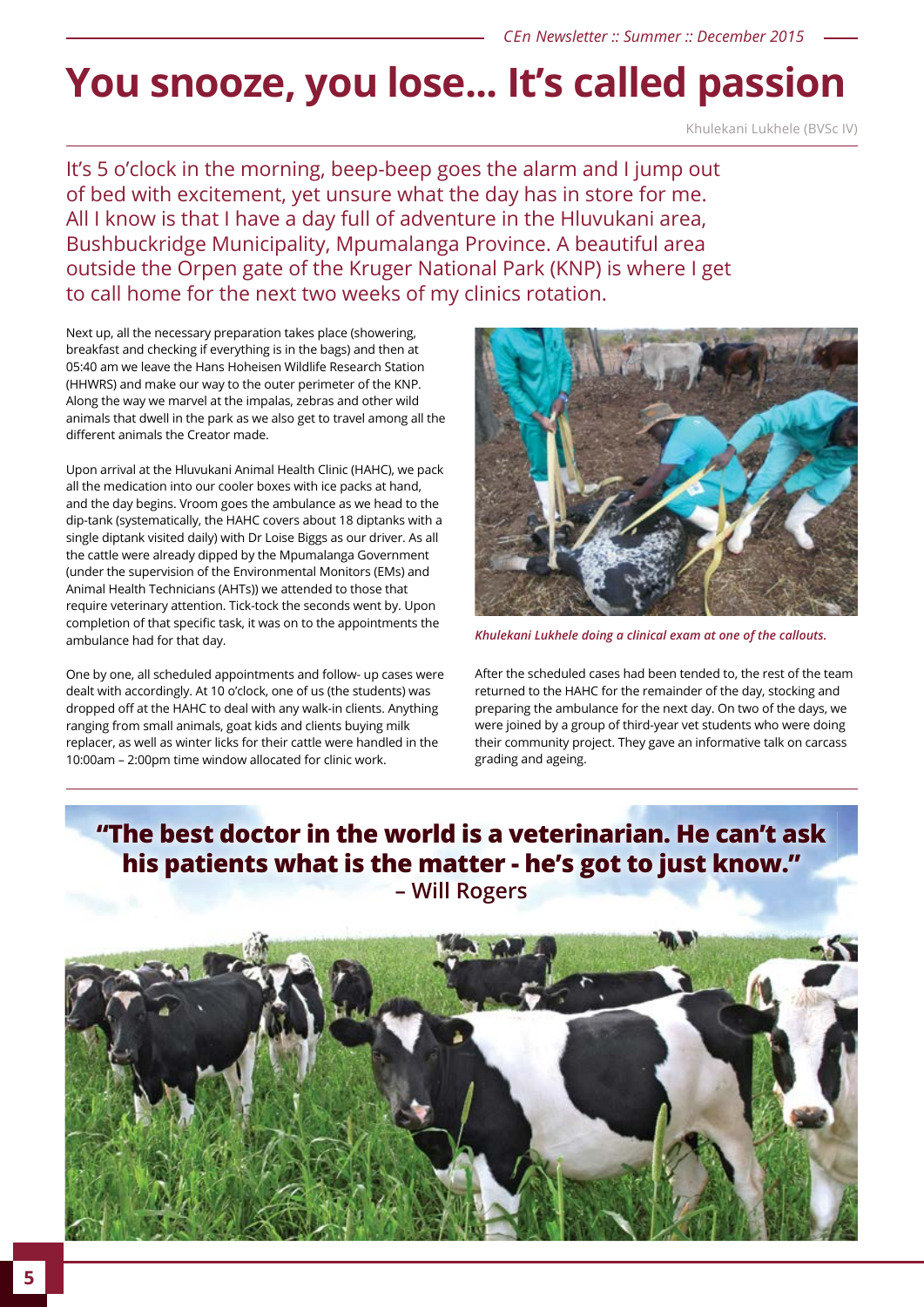# You snooze, you lose... It's called passion

Khulekani Lukhele (BVSc IV)

It's 5 o'clock in the morning, beep-beep goes the alarm and I jump out of bed with excitement, yet unsure what the day has in store for me. All I know is that I have a day full of adventure in the Hluvukani area, Bushbuckridge Municipality, Mpumalanga Province. A beautiful area outside the Orpen gate of the Kruger National Park (KNP) is where I get to call home for the next two weeks of my clinics rotation.

Next up, all the necessary preparation takes place (showering, breakfast and checking if everything is in the bags) and then at 05:40 am we leave the Hans Hoheisen Wildlife Research Station (HHWRS) and make our way to the outer perimeter of the KNP. Along the way we marvel at the impalas, zebras and other wild animals that dwell in the park as we also get to travel among all the different animals the Creator made.

Upon arrival at the Hluvukani Animal Health Clinic (HAHC), we pack all the medication into our cooler boxes with ice packs at hand, and the day begins. Vroom goes the ambulance as we head to the dip-tank (systematically, the HAHC covers about 18 diptanks with a single diptank visited daily) with Dr Loise Biggs as our driver. As all the cattle were already dipped by the Mpumalanga Government (under the supervision of the Environmental Monitors (EMs) and Animal Health Technicians (AHTs)) we attended to those that require veterinary attention. Tick-tock the seconds went by. Upon completion of that specific task, it was on to the appointments the ambulance had for that day.

One by one, all scheduled appointments and follow- up cases were dealt with accordingly. At 10 o'clock, one of us (the students) was dropped off at the HAHC to deal with any walk-in clients. Anything ranging from small animals, goat kids and clients buying milk replacer, as well as winter licks for their cattle were handled in the 10:00am – 2:00pm time window allocated for clinic work.

*Khulekani Lukhele doing a clinical exam at one of the callouts.*

After the scheduled cases had been tended to, the rest of the team returned to the HAHC for the remainder of the day, stocking and preparing the ambulance for the next day. On two of the days, we were joined by a group of third-year vet students who were doing their community project. They gave an informative talk on carcass grading and ageing.

**"The best doctor in the world is a veterinarian. He can't ask his patients what is the matter - he's got to just know."**
**– Will Rogers**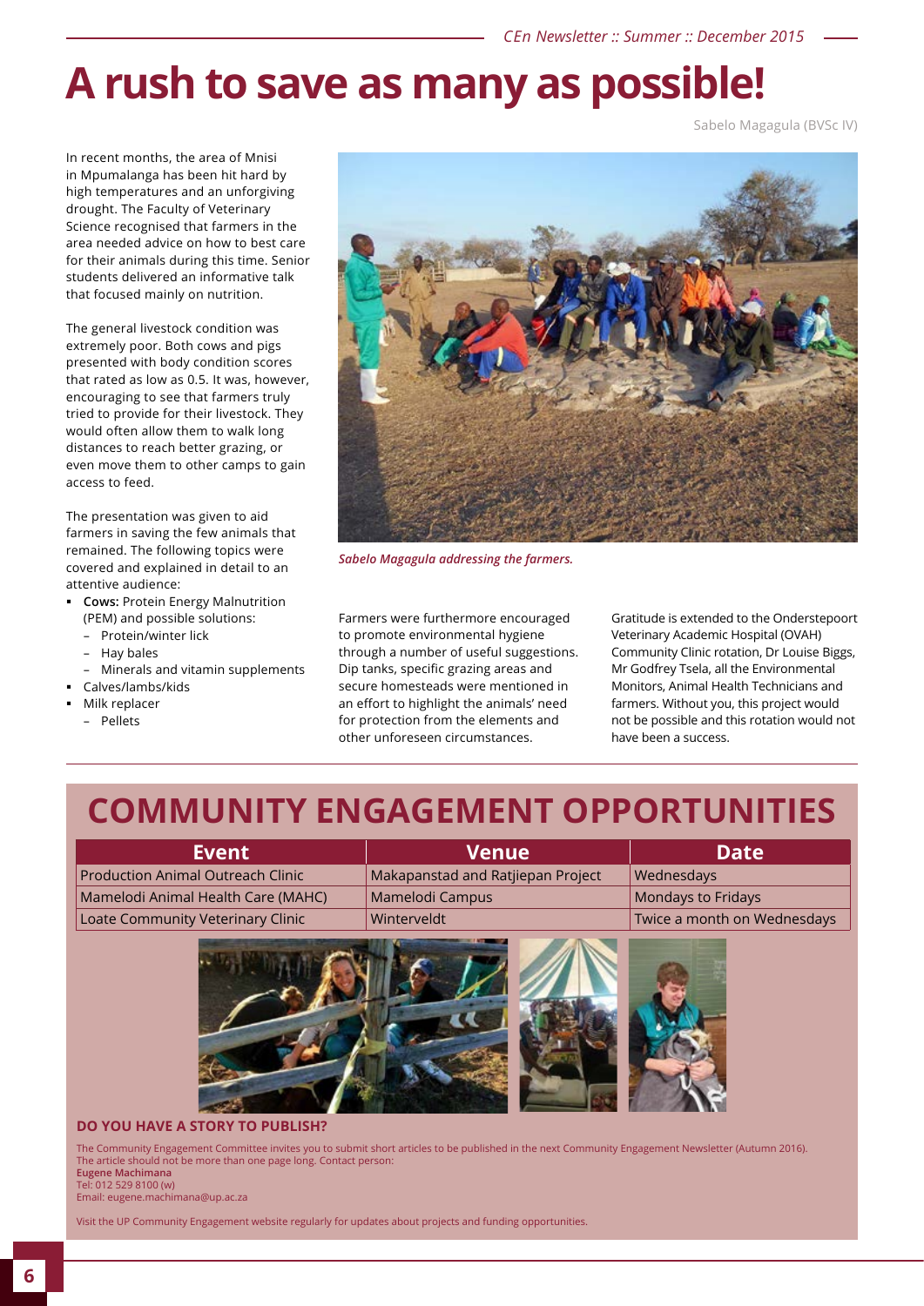// A rush to save as many as possible!

Sabelo Magagula (BVSc IV)

In recent months, the area of Mnisi in Mpumalanga has been hit hard by high temperatures and an unforgiving drought. The Faculty of Veterinary Science recognised that farmers in the area needed advice on how to best care for their animals during this time. Senior students delivered an informative talk that focused mainly on nutrition.

The general livestock condition was extremely poor. Both cows and pigs presented with body condition scores that rated as low as 0.5. It was, however, encouraging to see that farmers truly tried to provide for their livestock. They would often allow them to walk long distances to reach better grazing, or even move them to other camps to gain access to feed.

The presentation was given to aid farmers in saving the few animals that remained. The following topics were covered and explained in detail to an attentive audience:

- **Cows:** Protein Energy Malnutrition (PEM) and possible solutions:
  - Protein/winter lick
  - Hay bales
  - Minerals and vitamin supplements
- Calves/lambs/kids
- Milk replacer
  - Pellets

*Sabelo Magagula addressing the farmers.*

Farmers were furthermore encouraged to promote environmental hygiene through a number of useful suggestions. Dip tanks, specific grazing areas and secure homesteads were mentioned in an effort to highlight the animals' need for protection from the elements and other unforeseen circumstances.

Gratitude is extended to the Onderstepoort Veterinary Academic Hospital (OVAH) Community Clinic rotation, Dr Louise Biggs, Mr Godfrey Tsela, all the Environmental Monitors, Animal Health Technicians and farmers. Without you, this project would not be possible and this rotation would not have been a success.

## COMMUNITY ENGAGEMENT OPPORTUNITIES

| Event | Venue | Date |
|---|---|---|
| Production Animal Outreach Clinic | Makapanstad and Ratjiepan Project | Wednesdays |
| Mamelodi Animal Health Care (MAHC) | Mamelodi Campus | Mondays to Fridays |
| Loate Community Veterinary Clinic | Winterveldt | Twice a month on Wednesdays |

### DO YOU HAVE A STORY TO PUBLISH?

The Community Engagement Committee invites you to submit short articles to be published in the next Community Engagement Newsletter (Autumn 2016). The article should not be more than one page long. Contact person:
**Eugene Machimana**
Tel: 012 529 8100 (w)
Email: eugene.machimana@up.ac.za

Visit the UP Community Engagement website regularly for updates about projects and funding opportunities.